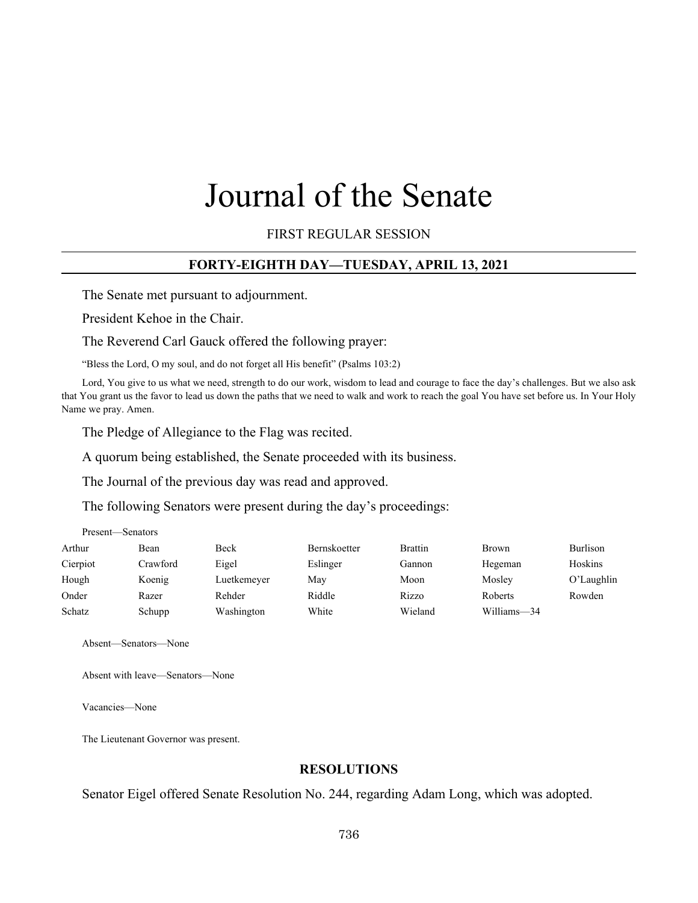# Journal of the Senate

FIRST REGULAR SESSION

## FORTY-EIGHTH DAY—TUESDAY, APRIL 13, 2021

The Senate met pursuant to adjournment.

President Kehoe in the Chair.

The Reverend Carl Gauck offered the following prayer:

"Bless the Lord, O my soul, and do not forget all His benefit" (Psalms 103:2)

Lord, You give to us what we need, strength to do our work, wisdom to lead and courage to face the day's challenges. But we also ask that You grant us the favor to lead us down the paths that we need to walk and work to reach the goal You have set before us. In Your Holy Name we pray. Amen.

The Pledge of Allegiance to the Flag was recited.

A quorum being established, the Senate proceeded with its business.

The Journal of the previous day was read and approved.

The following Senators were present during the day's proceedings:

Present—Senators

| | | | | | | |
|---|---|---|---|---|---|---|
| Arthur | Bean | Beck | Bernskoetter | Brattin | Brown | Burlison |
| Cierpiot | Crawford | Eigel | Eslinger | Gannon | Hegeman | Hoskins |
| Hough | Koenig | Luetkemeyer | May | Moon | Mosley | O'Laughlin |
| Onder | Razer | Rehder | Riddle | Rizzo | Roberts | Rowden |
| Schatz | Schupp | Washington | White | Wieland | Williams—34 | |

Absent—Senators—None

Absent with leave—Senators—None

Vacancies—None

The Lieutenant Governor was present.

## RESOLUTIONS

Senator Eigel offered Senate Resolution No. 244, regarding Adam Long, which was adopted.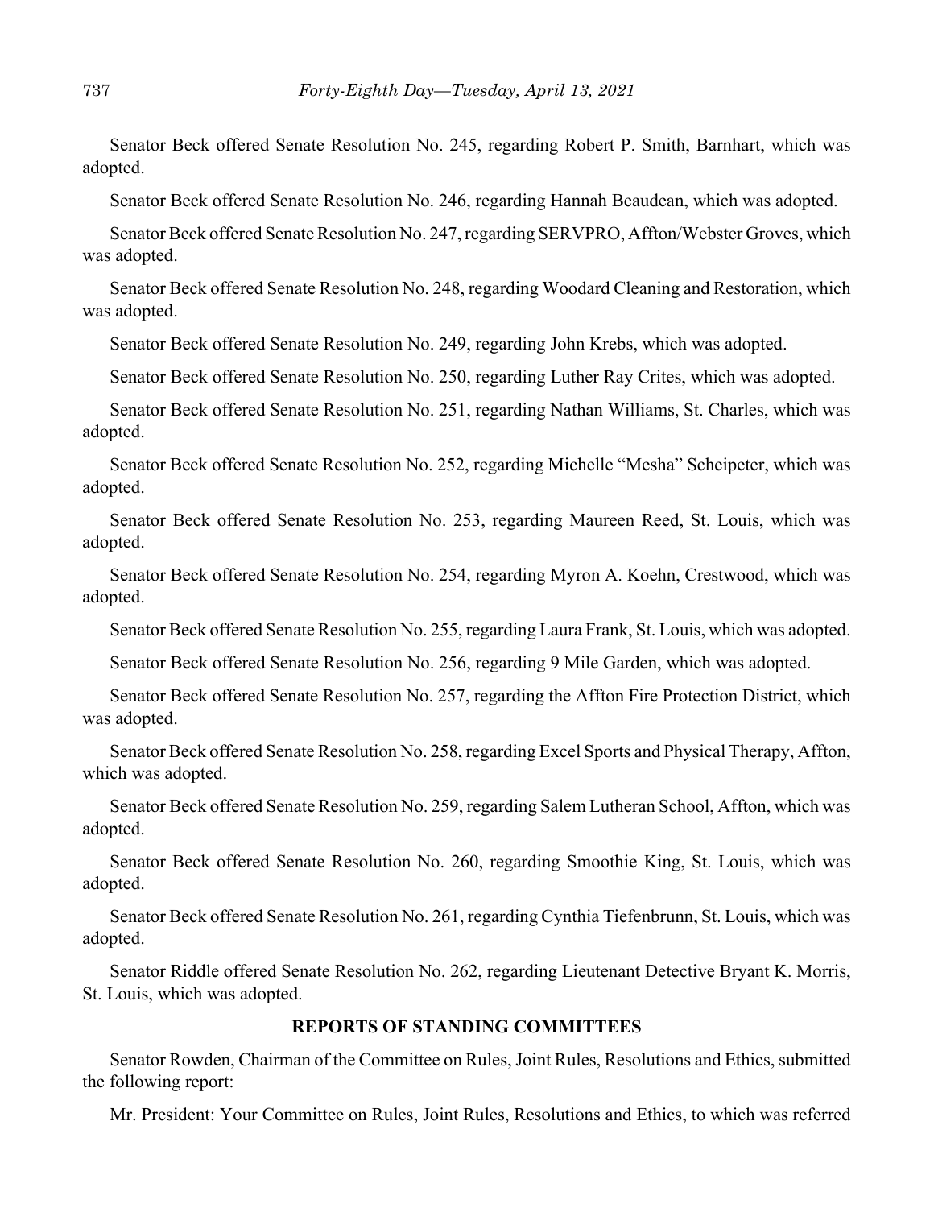Senator Beck offered Senate Resolution No. 245, regarding Robert P. Smith, Barnhart, which was adopted.

Senator Beck offered Senate Resolution No. 246, regarding Hannah Beaudean, which was adopted.

Senator Beck offered Senate Resolution No. 247, regarding SERVPRO, Affton/Webster Groves, which was adopted.

Senator Beck offered Senate Resolution No. 248, regarding Woodard Cleaning and Restoration, which was adopted.

Senator Beck offered Senate Resolution No. 249, regarding John Krebs, which was adopted.

Senator Beck offered Senate Resolution No. 250, regarding Luther Ray Crites, which was adopted.

Senator Beck offered Senate Resolution No. 251, regarding Nathan Williams, St. Charles, which was adopted.

Senator Beck offered Senate Resolution No. 252, regarding Michelle "Mesha" Scheipeter, which was adopted.

Senator Beck offered Senate Resolution No. 253, regarding Maureen Reed, St. Louis, which was adopted.

Senator Beck offered Senate Resolution No. 254, regarding Myron A. Koehn, Crestwood, which was adopted.

Senator Beck offered Senate Resolution No. 255, regarding Laura Frank, St. Louis, which was adopted.

Senator Beck offered Senate Resolution No. 256, regarding 9 Mile Garden, which was adopted.

Senator Beck offered Senate Resolution No. 257, regarding the Affton Fire Protection District, which was adopted.

Senator Beck offered Senate Resolution No. 258, regarding Excel Sports and Physical Therapy, Affton, which was adopted.

Senator Beck offered Senate Resolution No. 259, regarding Salem Lutheran School, Affton, which was adopted.

Senator Beck offered Senate Resolution No. 260, regarding Smoothie King, St. Louis, which was adopted.

Senator Beck offered Senate Resolution No. 261, regarding Cynthia Tiefenbrunn, St. Louis, which was adopted.

Senator Riddle offered Senate Resolution No. 262, regarding Lieutenant Detective Bryant K. Morris, St. Louis, which was adopted.

## REPORTS OF STANDING COMMITTEES

Senator Rowden, Chairman of the Committee on Rules, Joint Rules, Resolutions and Ethics, submitted the following report:

Mr. President: Your Committee on Rules, Joint Rules, Resolutions and Ethics, to which was referred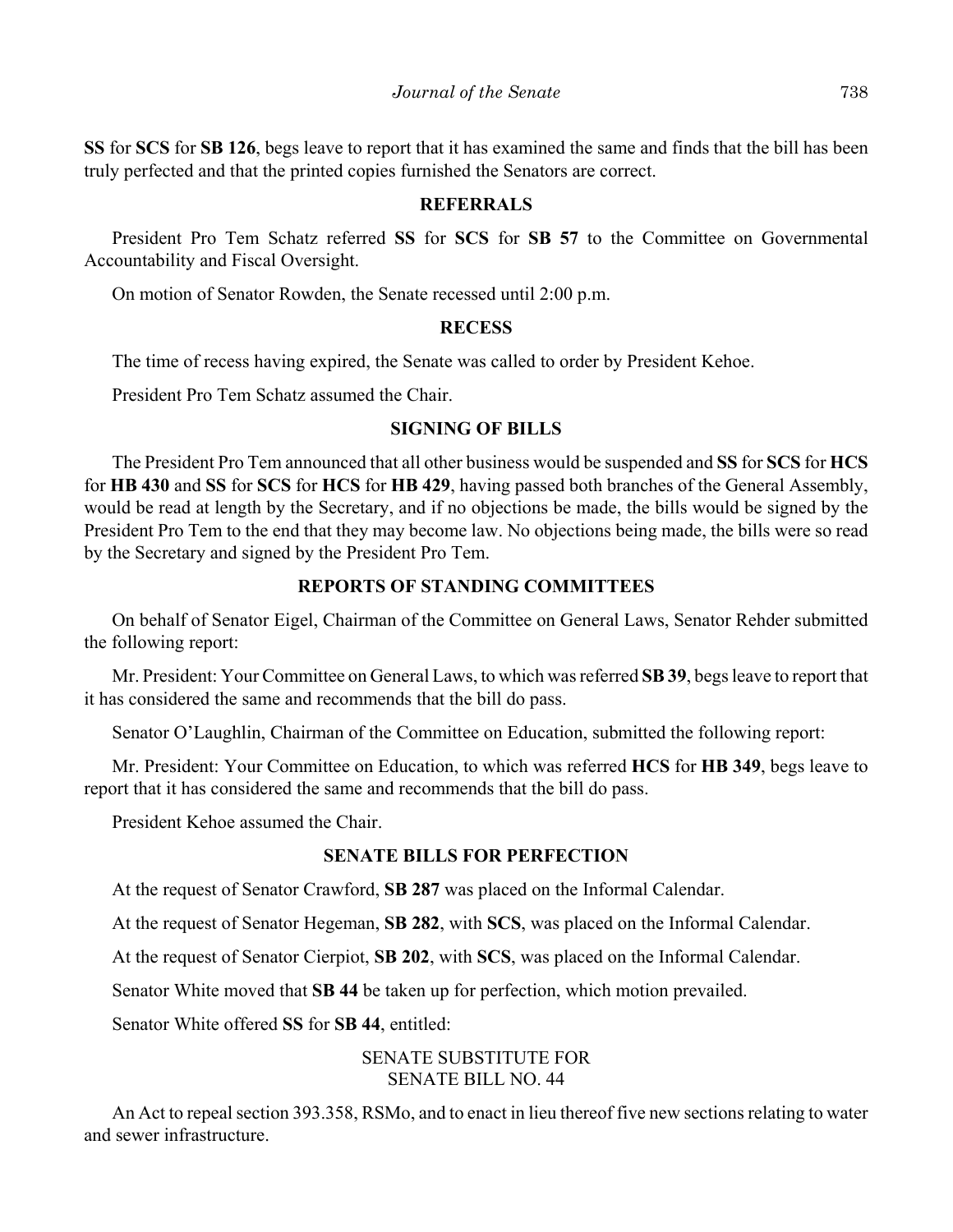**SS** for **SCS** for **SB 126**, begs leave to report that it has examined the same and finds that the bill has been truly perfected and that the printed copies furnished the Senators are correct.

## REFERRALS

President Pro Tem Schatz referred **SS** for **SCS** for **SB 57** to the Committee on Governmental Accountability and Fiscal Oversight.

On motion of Senator Rowden, the Senate recessed until 2:00 p.m.

## RECESS

The time of recess having expired, the Senate was called to order by President Kehoe.

President Pro Tem Schatz assumed the Chair.

## SIGNING OF BILLS

The President Pro Tem announced that all other business would be suspended and **SS** for **SCS** for **HCS** for **HB 430** and **SS** for **SCS** for **HCS** for **HB 429**, having passed both branches of the General Assembly, would be read at length by the Secretary, and if no objections be made, the bills would be signed by the President Pro Tem to the end that they may become law. No objections being made, the bills were so read by the Secretary and signed by the President Pro Tem.

## REPORTS OF STANDING COMMITTEES

On behalf of Senator Eigel, Chairman of the Committee on General Laws, Senator Rehder submitted the following report:

Mr. President: Your Committee on General Laws, to which was referred **SB 39**, begs leave to report that it has considered the same and recommends that the bill do pass.

Senator O'Laughlin, Chairman of the Committee on Education, submitted the following report:

Mr. President: Your Committee on Education, to which was referred **HCS** for **HB 349**, begs leave to report that it has considered the same and recommends that the bill do pass.

President Kehoe assumed the Chair.

## SENATE BILLS FOR PERFECTION

At the request of Senator Crawford, **SB 287** was placed on the Informal Calendar.

At the request of Senator Hegeman, **SB 282**, with **SCS**, was placed on the Informal Calendar.

At the request of Senator Cierpiot, **SB 202**, with **SCS**, was placed on the Informal Calendar.

Senator White moved that **SB 44** be taken up for perfection, which motion prevailed.

Senator White offered **SS** for **SB 44**, entitled:

SENATE SUBSTITUTE FOR
SENATE BILL NO. 44

An Act to repeal section 393.358, RSMo, and to enact in lieu thereof five new sections relating to water and sewer infrastructure.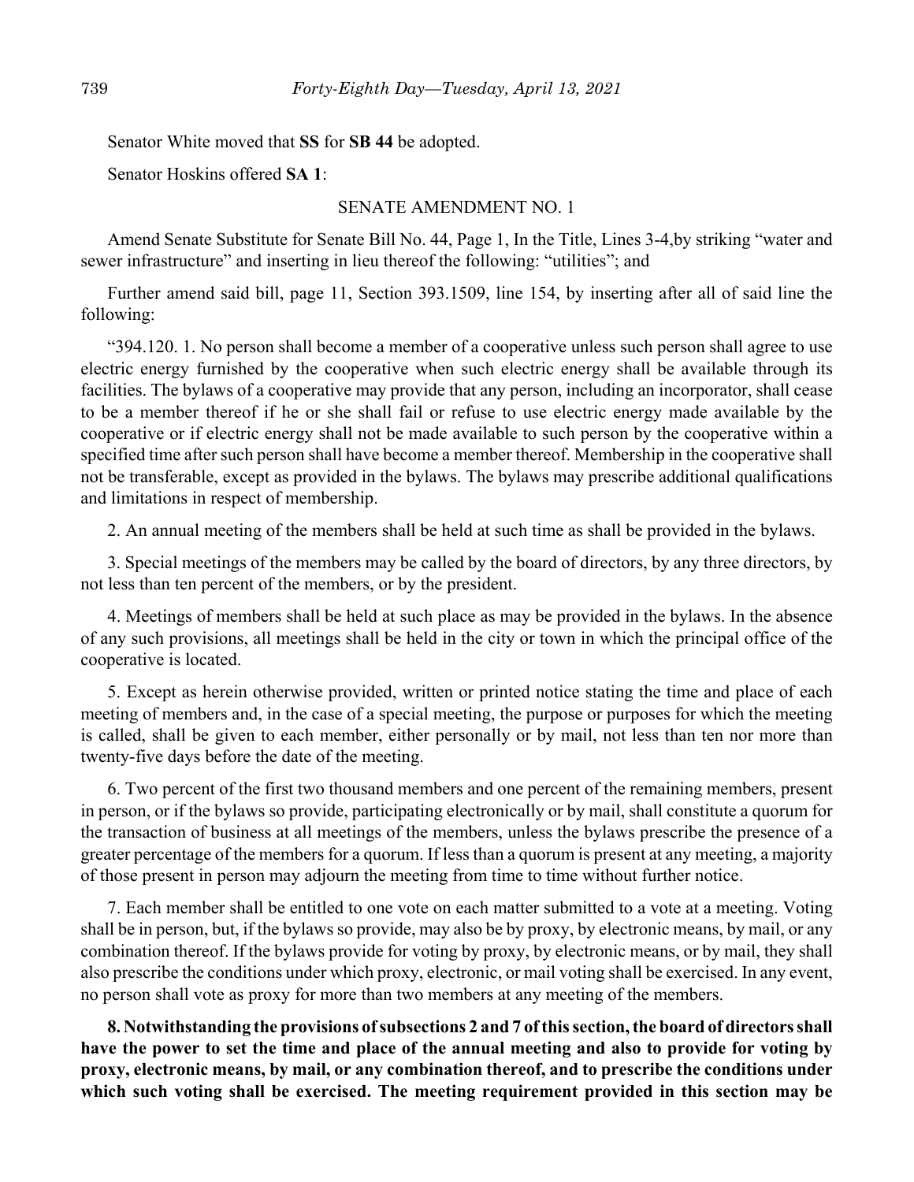Senator White moved that **SS** for **SB 44** be adopted.

Senator Hoskins offered **SA 1**:

SENATE AMENDMENT NO. 1

Amend Senate Substitute for Senate Bill No. 44, Page 1, In the Title, Lines 3-4,by striking "water and sewer infrastructure" and inserting in lieu thereof the following: "utilities"; and

Further amend said bill, page 11, Section 393.1509, line 154, by inserting after all of said line the following:

"394.120. 1. No person shall become a member of a cooperative unless such person shall agree to use electric energy furnished by the cooperative when such electric energy shall be available through its facilities. The bylaws of a cooperative may provide that any person, including an incorporator, shall cease to be a member thereof if he or she shall fail or refuse to use electric energy made available by the cooperative or if electric energy shall not be made available to such person by the cooperative within a specified time after such person shall have become a member thereof. Membership in the cooperative shall not be transferable, except as provided in the bylaws. The bylaws may prescribe additional qualifications and limitations in respect of membership.

2. An annual meeting of the members shall be held at such time as shall be provided in the bylaws.

3. Special meetings of the members may be called by the board of directors, by any three directors, by not less than ten percent of the members, or by the president.

4. Meetings of members shall be held at such place as may be provided in the bylaws. In the absence of any such provisions, all meetings shall be held in the city or town in which the principal office of the cooperative is located.

5. Except as herein otherwise provided, written or printed notice stating the time and place of each meeting of members and, in the case of a special meeting, the purpose or purposes for which the meeting is called, shall be given to each member, either personally or by mail, not less than ten nor more than twenty-five days before the date of the meeting.

6. Two percent of the first two thousand members and one percent of the remaining members, present in person, or if the bylaws so provide, participating electronically or by mail, shall constitute a quorum for the transaction of business at all meetings of the members, unless the bylaws prescribe the presence of a greater percentage of the members for a quorum. If less than a quorum is present at any meeting, a majority of those present in person may adjourn the meeting from time to time without further notice.

7. Each member shall be entitled to one vote on each matter submitted to a vote at a meeting. Voting shall be in person, but, if the bylaws so provide, may also be by proxy, by electronic means, by mail, or any combination thereof. If the bylaws provide for voting by proxy, by electronic means, or by mail, they shall also prescribe the conditions under which proxy, electronic, or mail voting shall be exercised. In any event, no person shall vote as proxy for more than two members at any meeting of the members.

**8. Notwithstanding the provisions of subsections 2 and 7 of this section, the board of directors shall have the power to set the time and place of the annual meeting and also to provide for voting by proxy, electronic means, by mail, or any combination thereof, and to prescribe the conditions under which such voting shall be exercised. The meeting requirement provided in this section may be**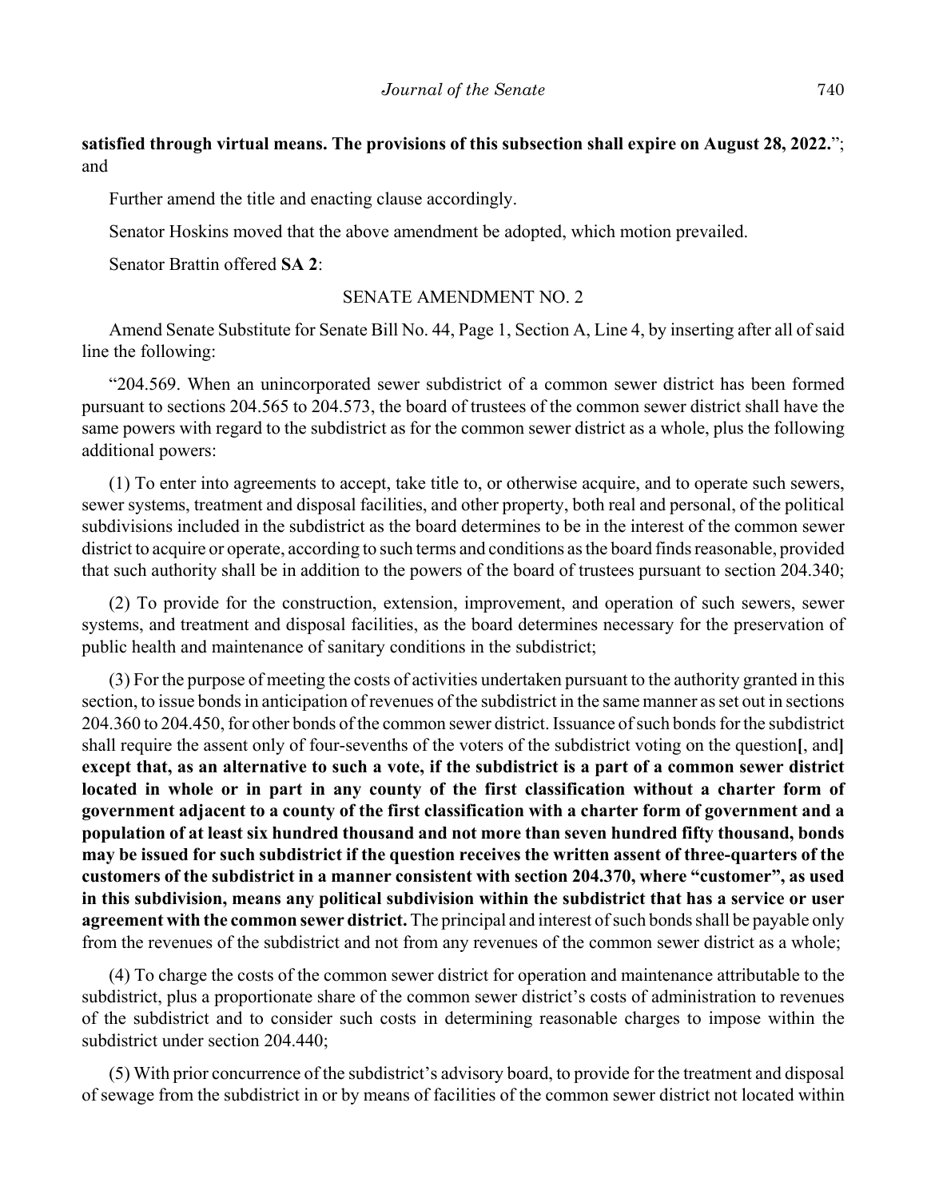**satisfied through virtual means. The provisions of this subsection shall expire on August 28, 2022.**"; and

Further amend the title and enacting clause accordingly.

Senator Hoskins moved that the above amendment be adopted, which motion prevailed.

Senator Brattin offered **SA 2**:

SENATE AMENDMENT NO. 2

Amend Senate Substitute for Senate Bill No. 44, Page 1, Section A, Line 4, by inserting after all of said line the following:

"204.569. When an unincorporated sewer subdistrict of a common sewer district has been formed pursuant to sections 204.565 to 204.573, the board of trustees of the common sewer district shall have the same powers with regard to the subdistrict as for the common sewer district as a whole, plus the following additional powers:

(1) To enter into agreements to accept, take title to, or otherwise acquire, and to operate such sewers, sewer systems, treatment and disposal facilities, and other property, both real and personal, of the political subdivisions included in the subdistrict as the board determines to be in the interest of the common sewer district to acquire or operate, according to such terms and conditions as the board finds reasonable, provided that such authority shall be in addition to the powers of the board of trustees pursuant to section 204.340;

(2) To provide for the construction, extension, improvement, and operation of such sewers, sewer systems, and treatment and disposal facilities, as the board determines necessary for the preservation of public health and maintenance of sanitary conditions in the subdistrict;

(3) For the purpose of meeting the costs of activities undertaken pursuant to the authority granted in this section, to issue bonds in anticipation of revenues of the subdistrict in the same manner as set out in sections 204.360 to 204.450, for other bonds of the common sewer district. Issuance of such bonds for the subdistrict shall require the assent only of four-sevenths of the voters of the subdistrict voting on the question**[**, and**]** **except that, as an alternative to such a vote, if the subdistrict is a part of a common sewer district located in whole or in part in any county of the first classification without a charter form of government adjacent to a county of the first classification with a charter form of government and a population of at least six hundred thousand and not more than seven hundred fifty thousand, bonds may be issued for such subdistrict if the question receives the written assent of three-quarters of the customers of the subdistrict in a manner consistent with section 204.370, where "customer", as used in this subdivision, means any political subdivision within the subdistrict that has a service or user agreement with the common sewer district.** The principal and interest of such bonds shall be payable only from the revenues of the subdistrict and not from any revenues of the common sewer district as a whole;

(4) To charge the costs of the common sewer district for operation and maintenance attributable to the subdistrict, plus a proportionate share of the common sewer district's costs of administration to revenues of the subdistrict and to consider such costs in determining reasonable charges to impose within the subdistrict under section 204.440;

(5) With prior concurrence of the subdistrict's advisory board, to provide for the treatment and disposal of sewage from the subdistrict in or by means of facilities of the common sewer district not located within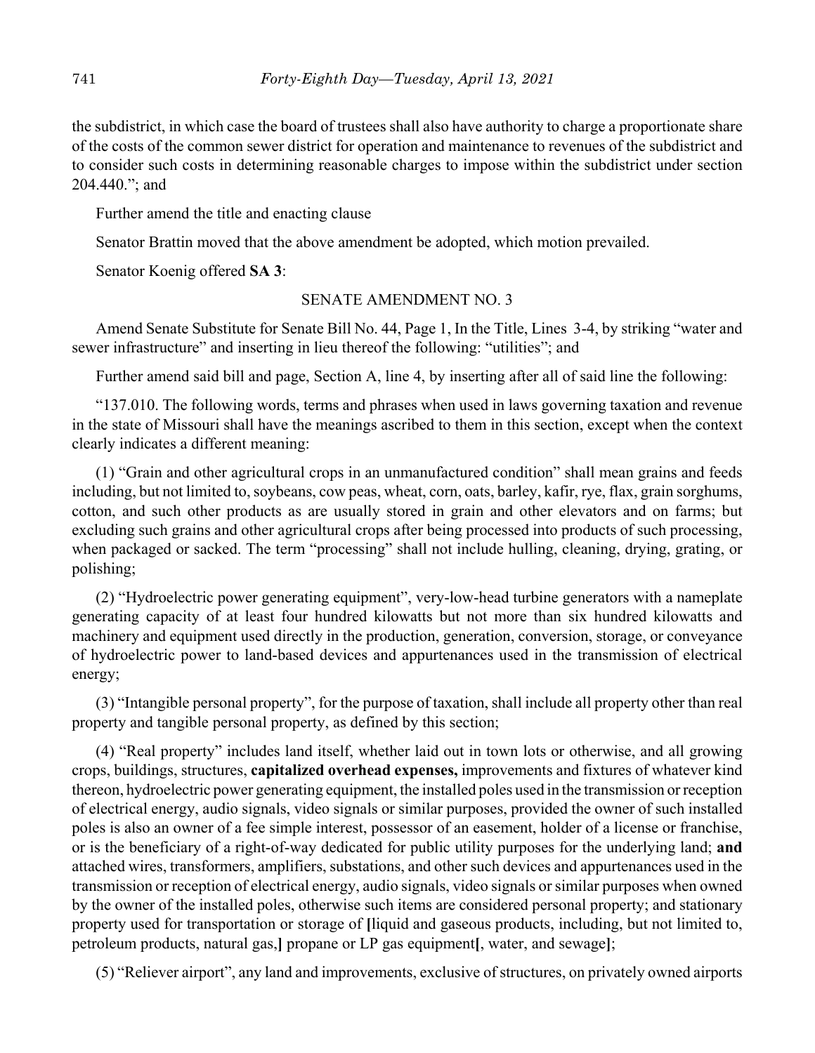the subdistrict, in which case the board of trustees shall also have authority to charge a proportionate share of the costs of the common sewer district for operation and maintenance to revenues of the subdistrict and to consider such costs in determining reasonable charges to impose within the subdistrict under section 204.440."; and

Further amend the title and enacting clause

Senator Brattin moved that the above amendment be adopted, which motion prevailed.

Senator Koenig offered **SA 3**:

SENATE AMENDMENT NO. 3

Amend Senate Substitute for Senate Bill No. 44, Page 1, In the Title, Lines 3-4, by striking "water and sewer infrastructure" and inserting in lieu thereof the following: "utilities"; and

Further amend said bill and page, Section A, line 4, by inserting after all of said line the following:

"137.010. The following words, terms and phrases when used in laws governing taxation and revenue in the state of Missouri shall have the meanings ascribed to them in this section, except when the context clearly indicates a different meaning:

(1) "Grain and other agricultural crops in an unmanufactured condition" shall mean grains and feeds including, but not limited to, soybeans, cow peas, wheat, corn, oats, barley, kafir, rye, flax, grain sorghums, cotton, and such other products as are usually stored in grain and other elevators and on farms; but excluding such grains and other agricultural crops after being processed into products of such processing, when packaged or sacked. The term "processing" shall not include hulling, cleaning, drying, grating, or polishing;

(2) "Hydroelectric power generating equipment", very-low-head turbine generators with a nameplate generating capacity of at least four hundred kilowatts but not more than six hundred kilowatts and machinery and equipment used directly in the production, generation, conversion, storage, or conveyance of hydroelectric power to land-based devices and appurtenances used in the transmission of electrical energy;

(3) "Intangible personal property", for the purpose of taxation, shall include all property other than real property and tangible personal property, as defined by this section;

(4) "Real property" includes land itself, whether laid out in town lots or otherwise, and all growing crops, buildings, structures, **capitalized overhead expenses,** improvements and fixtures of whatever kind thereon, hydroelectric power generating equipment, the installed poles used in the transmission or reception of electrical energy, audio signals, video signals or similar purposes, provided the owner of such installed poles is also an owner of a fee simple interest, possessor of an easement, holder of a license or franchise, or is the beneficiary of a right-of-way dedicated for public utility purposes for the underlying land; **and** attached wires, transformers, amplifiers, substations, and other such devices and appurtenances used in the transmission or reception of electrical energy, audio signals, video signals or similar purposes when owned by the owner of the installed poles, otherwise such items are considered personal property; and stationary property used for transportation or storage of **[**liquid and gaseous products, including, but not limited to, petroleum products, natural gas,**]** propane or LP gas equipment**[**, water, and sewage**]**;

(5) "Reliever airport", any land and improvements, exclusive of structures, on privately owned airports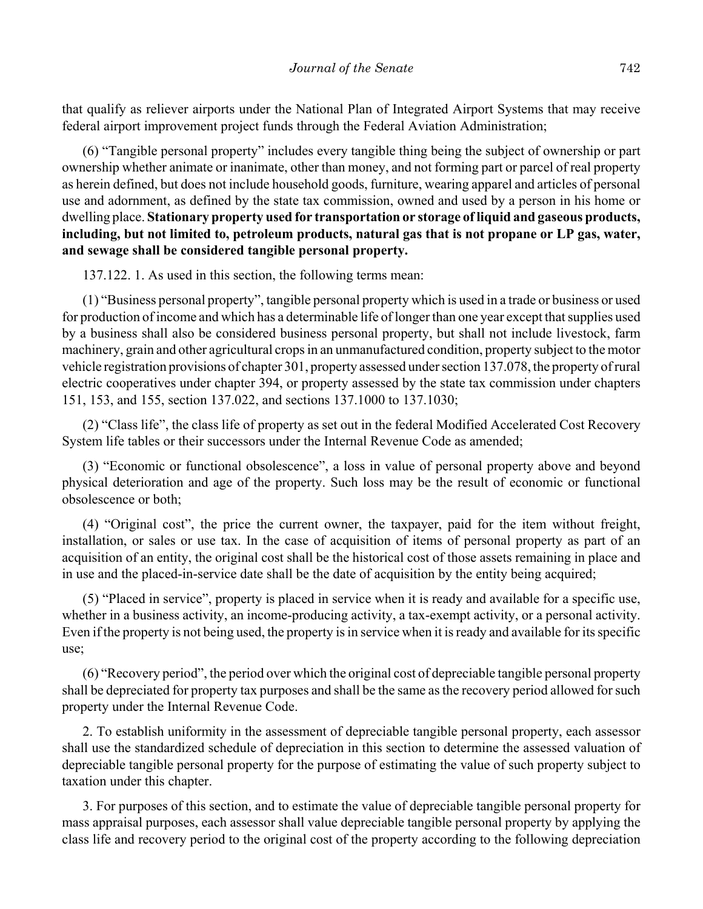that qualify as reliever airports under the National Plan of Integrated Airport Systems that may receive federal airport improvement project funds through the Federal Aviation Administration;

(6) "Tangible personal property" includes every tangible thing being the subject of ownership or part ownership whether animate or inanimate, other than money, and not forming part or parcel of real property as herein defined, but does not include household goods, furniture, wearing apparel and articles of personal use and adornment, as defined by the state tax commission, owned and used by a person in his home or dwelling place. **Stationary property used for transportation or storage of liquid and gaseous products, including, but not limited to, petroleum products, natural gas that is not propane or LP gas, water, and sewage shall be considered tangible personal property.**

137.122. 1. As used in this section, the following terms mean:

(1) "Business personal property", tangible personal property which is used in a trade or business or used for production of income and which has a determinable life of longer than one year except that supplies used by a business shall also be considered business personal property, but shall not include livestock, farm machinery, grain and other agricultural crops in an unmanufactured condition, property subject to the motor vehicle registration provisions of chapter 301, property assessed under section 137.078, the property of rural electric cooperatives under chapter 394, or property assessed by the state tax commission under chapters 151, 153, and 155, section 137.022, and sections 137.1000 to 137.1030;

(2) "Class life", the class life of property as set out in the federal Modified Accelerated Cost Recovery System life tables or their successors under the Internal Revenue Code as amended;

(3) "Economic or functional obsolescence", a loss in value of personal property above and beyond physical deterioration and age of the property. Such loss may be the result of economic or functional obsolescence or both;

(4) "Original cost", the price the current owner, the taxpayer, paid for the item without freight, installation, or sales or use tax. In the case of acquisition of items of personal property as part of an acquisition of an entity, the original cost shall be the historical cost of those assets remaining in place and in use and the placed-in-service date shall be the date of acquisition by the entity being acquired;

(5) "Placed in service", property is placed in service when it is ready and available for a specific use, whether in a business activity, an income-producing activity, a tax-exempt activity, or a personal activity. Even if the property is not being used, the property is in service when it is ready and available for its specific use;

(6) "Recovery period", the period over which the original cost of depreciable tangible personal property shall be depreciated for property tax purposes and shall be the same as the recovery period allowed for such property under the Internal Revenue Code.

2. To establish uniformity in the assessment of depreciable tangible personal property, each assessor shall use the standardized schedule of depreciation in this section to determine the assessed valuation of depreciable tangible personal property for the purpose of estimating the value of such property subject to taxation under this chapter.

3. For purposes of this section, and to estimate the value of depreciable tangible personal property for mass appraisal purposes, each assessor shall value depreciable tangible personal property by applying the class life and recovery period to the original cost of the property according to the following depreciation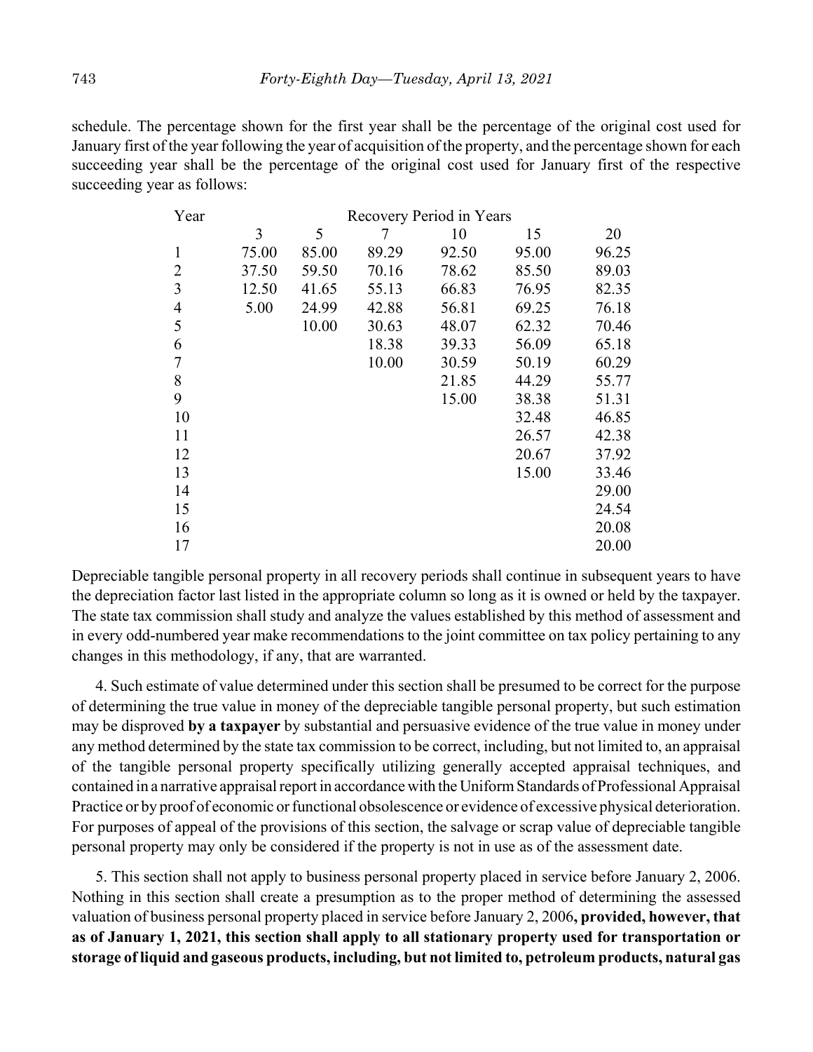schedule. The percentage shown for the first year shall be the percentage of the original cost used for January first of the year following the year of acquisition of the property, and the percentage shown for each succeeding year shall be the percentage of the original cost used for January first of the respective succeeding year as follows:

| Year | Recovery Period in Years | | | | | |
|---|---|---|---|---|---|---|
| | 3 | 5 | 7 | 10 | 15 | 20 |
| 1 | 75.00 | 85.00 | 89.29 | 92.50 | 95.00 | 96.25 |
| 2 | 37.50 | 59.50 | 70.16 | 78.62 | 85.50 | 89.03 |
| 3 | 12.50 | 41.65 | 55.13 | 66.83 | 76.95 | 82.35 |
| 4 | 5.00 | 24.99 | 42.88 | 56.81 | 69.25 | 76.18 |
| 5 | | 10.00 | 30.63 | 48.07 | 62.32 | 70.46 |
| 6 | | | 18.38 | 39.33 | 56.09 | 65.18 |
| 7 | | | 10.00 | 30.59 | 50.19 | 60.29 |
| 8 | | | | 21.85 | 44.29 | 55.77 |
| 9 | | | | 15.00 | 38.38 | 51.31 |
| 10 | | | | | 32.48 | 46.85 |
| 11 | | | | | 26.57 | 42.38 |
| 12 | | | | | 20.67 | 37.92 |
| 13 | | | | | 15.00 | 33.46 |
| 14 | | | | | | 29.00 |
| 15 | | | | | | 24.54 |
| 16 | | | | | | 20.08 |
| 17 | | | | | | 20.00 |

Depreciable tangible personal property in all recovery periods shall continue in subsequent years to have the depreciation factor last listed in the appropriate column so long as it is owned or held by the taxpayer. The state tax commission shall study and analyze the values established by this method of assessment and in every odd-numbered year make recommendations to the joint committee on tax policy pertaining to any changes in this methodology, if any, that are warranted.

4. Such estimate of value determined under this section shall be presumed to be correct for the purpose of determining the true value in money of the depreciable tangible personal property, but such estimation may be disproved **by a taxpayer** by substantial and persuasive evidence of the true value in money under any method determined by the state tax commission to be correct, including, but not limited to, an appraisal of the tangible personal property specifically utilizing generally accepted appraisal techniques, and contained in a narrative appraisal report in accordance with the Uniform Standards of Professional Appraisal Practice or by proof of economic or functional obsolescence or evidence of excessive physical deterioration. For purposes of appeal of the provisions of this section, the salvage or scrap value of depreciable tangible personal property may only be considered if the property is not in use as of the assessment date.

5. This section shall not apply to business personal property placed in service before January 2, 2006. Nothing in this section shall create a presumption as to the proper method of determining the assessed valuation of business personal property placed in service before January 2, 2006**, provided, however, that as of January 1, 2021, this section shall apply to all stationary property used for transportation or storage of liquid and gaseous products, including, but not limited to, petroleum products, natural gas**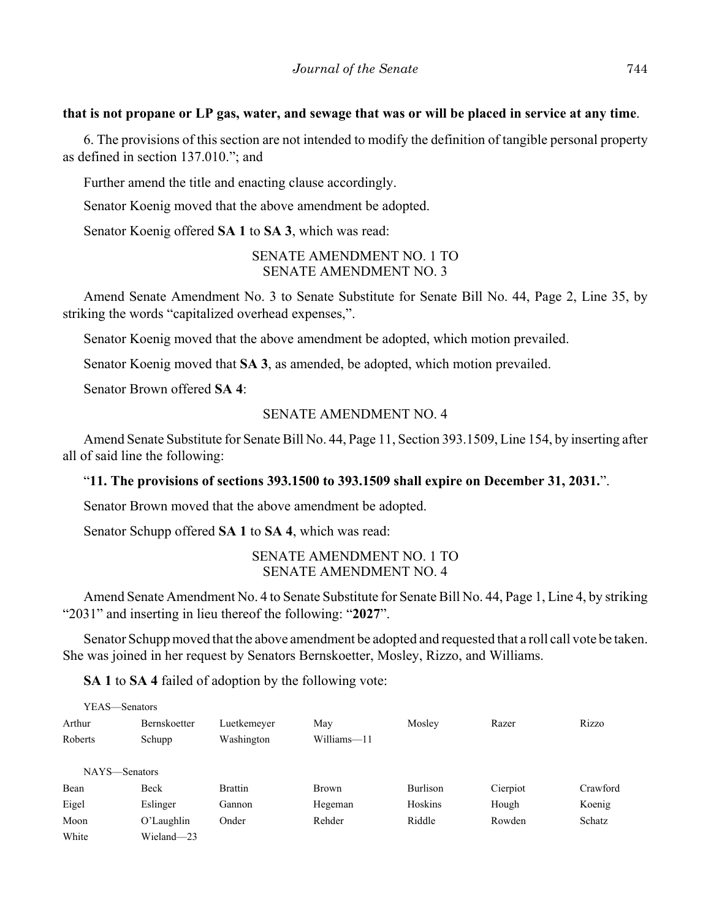**that is not propane or LP gas, water, and sewage that was or will be placed in service at any time**.

6. The provisions of this section are not intended to modify the definition of tangible personal property as defined in section 137.010."; and

Further amend the title and enacting clause accordingly.

Senator Koenig moved that the above amendment be adopted.

Senator Koenig offered **SA 1** to **SA 3**, which was read:

SENATE AMENDMENT NO. 1 TO
SENATE AMENDMENT NO. 3

Amend Senate Amendment No. 3 to Senate Substitute for Senate Bill No. 44, Page 2, Line 35, by striking the words "capitalized overhead expenses,".

Senator Koenig moved that the above amendment be adopted, which motion prevailed.

Senator Koenig moved that **SA 3**, as amended, be adopted, which motion prevailed.

Senator Brown offered **SA 4**:

SENATE AMENDMENT NO. 4

Amend Senate Substitute for Senate Bill No. 44, Page 11, Section 393.1509, Line 154, by inserting after all of said line the following:

"**11. The provisions of sections 393.1500 to 393.1509 shall expire on December 31, 2031.**".

Senator Brown moved that the above amendment be adopted.

Senator Schupp offered **SA 1** to **SA 4**, which was read:

SENATE AMENDMENT NO. 1 TO
SENATE AMENDMENT NO. 4

Amend Senate Amendment No. 4 to Senate Substitute for Senate Bill No. 44, Page 1, Line 4, by striking "2031" and inserting in lieu thereof the following: "**2027**".

Senator Schupp moved that the above amendment be adopted and requested that a roll call vote be taken. She was joined in her request by Senators Bernskoetter, Mosley, Rizzo, and Williams.

**SA 1** to **SA 4** failed of adoption by the following vote:

YEAS—Senators

| | | | | | | |
|---|---|---|---|---|---|---|
| Arthur | Bernskoetter | Luetkemeyer | May | Mosley | Razer | Rizzo |
| Roberts | Schupp | Washington | Williams—11 | | | |

NAYS—Senators

| | | | | | | |
|---|---|---|---|---|---|---|
| Bean | Beck | Brattin | Brown | Burlison | Cierpiot | Crawford |
| Eigel | Eslinger | Gannon | Hegeman | Hoskins | Hough | Koenig |
| Moon | O'Laughlin | Onder | Rehder | Riddle | Rowden | Schatz |
| White | Wieland—23 | | | | | |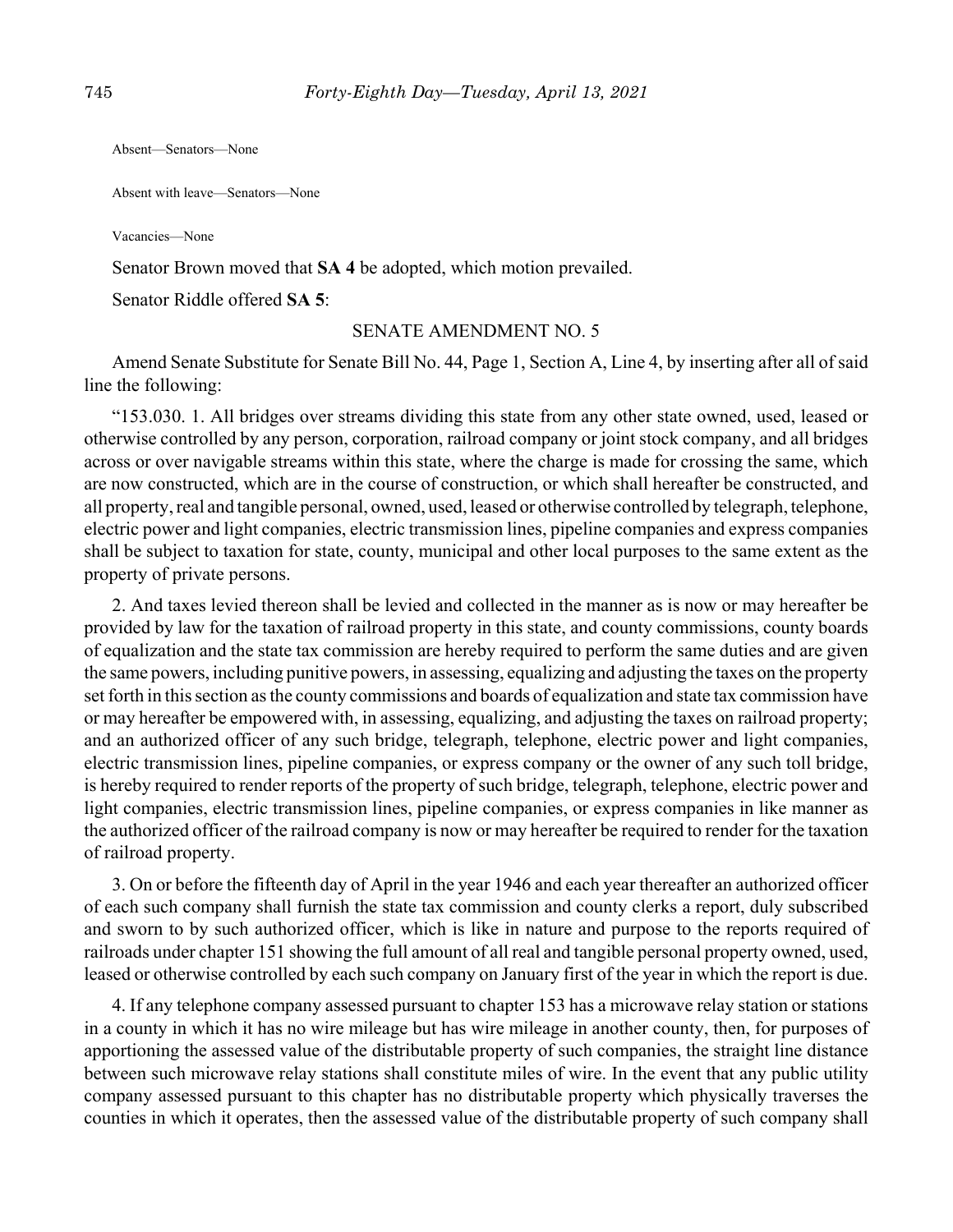Absent—Senators—None

Absent with leave—Senators—None

Vacancies—None

Senator Brown moved that **SA 4** be adopted, which motion prevailed.

Senator Riddle offered **SA 5**:

SENATE AMENDMENT NO. 5

Amend Senate Substitute for Senate Bill No. 44, Page 1, Section A, Line 4, by inserting after all of said line the following:

"153.030. 1. All bridges over streams dividing this state from any other state owned, used, leased or otherwise controlled by any person, corporation, railroad company or joint stock company, and all bridges across or over navigable streams within this state, where the charge is made for crossing the same, which are now constructed, which are in the course of construction, or which shall hereafter be constructed, and all property, real and tangible personal, owned, used, leased or otherwise controlled by telegraph, telephone, electric power and light companies, electric transmission lines, pipeline companies and express companies shall be subject to taxation for state, county, municipal and other local purposes to the same extent as the property of private persons.

2. And taxes levied thereon shall be levied and collected in the manner as is now or may hereafter be provided by law for the taxation of railroad property in this state, and county commissions, county boards of equalization and the state tax commission are hereby required to perform the same duties and are given the same powers, including punitive powers, in assessing, equalizing and adjusting the taxes on the property set forth in this section as the county commissions and boards of equalization and state tax commission have or may hereafter be empowered with, in assessing, equalizing, and adjusting the taxes on railroad property; and an authorized officer of any such bridge, telegraph, telephone, electric power and light companies, electric transmission lines, pipeline companies, or express company or the owner of any such toll bridge, is hereby required to render reports of the property of such bridge, telegraph, telephone, electric power and light companies, electric transmission lines, pipeline companies, or express companies in like manner as the authorized officer of the railroad company is now or may hereafter be required to render for the taxation of railroad property.

3. On or before the fifteenth day of April in the year 1946 and each year thereafter an authorized officer of each such company shall furnish the state tax commission and county clerks a report, duly subscribed and sworn to by such authorized officer, which is like in nature and purpose to the reports required of railroads under chapter 151 showing the full amount of all real and tangible personal property owned, used, leased or otherwise controlled by each such company on January first of the year in which the report is due.

4. If any telephone company assessed pursuant to chapter 153 has a microwave relay station or stations in a county in which it has no wire mileage but has wire mileage in another county, then, for purposes of apportioning the assessed value of the distributable property of such companies, the straight line distance between such microwave relay stations shall constitute miles of wire. In the event that any public utility company assessed pursuant to this chapter has no distributable property which physically traverses the counties in which it operates, then the assessed value of the distributable property of such company shall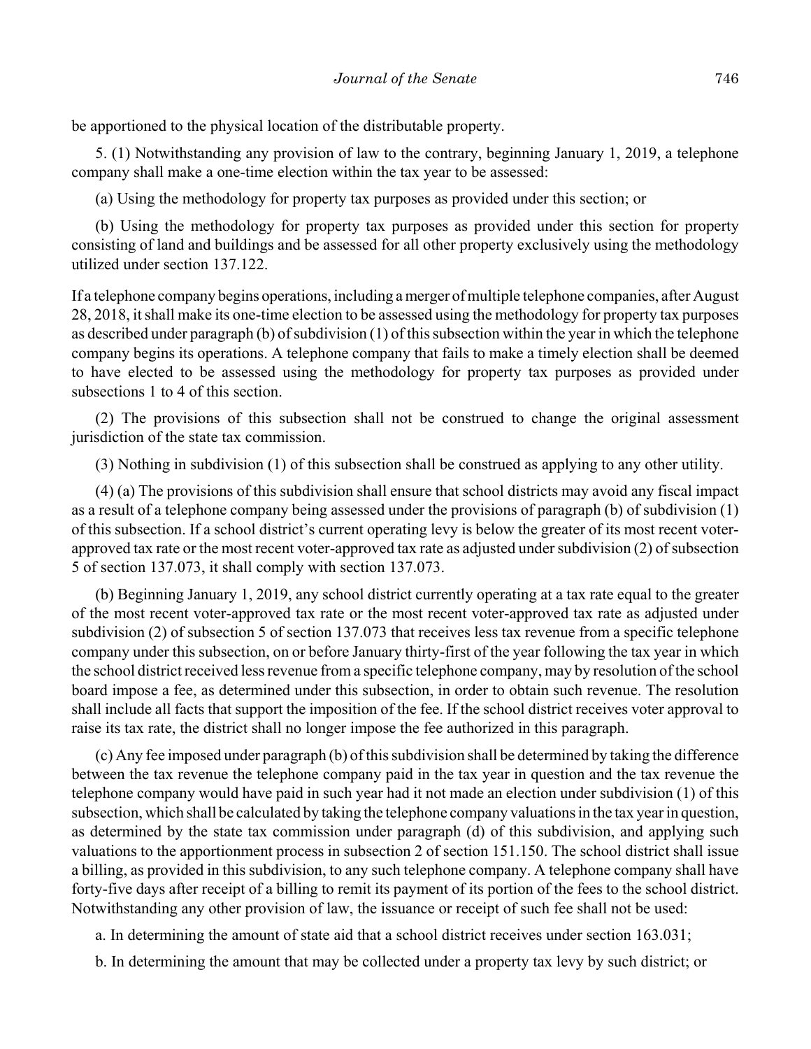be apportioned to the physical location of the distributable property.

5. (1) Notwithstanding any provision of law to the contrary, beginning January 1, 2019, a telephone company shall make a one-time election within the tax year to be assessed:

(a) Using the methodology for property tax purposes as provided under this section; or

(b) Using the methodology for property tax purposes as provided under this section for property consisting of land and buildings and be assessed for all other property exclusively using the methodology utilized under section 137.122.

If a telephone company begins operations, including a merger of multiple telephone companies, after August 28, 2018, it shall make its one-time election to be assessed using the methodology for property tax purposes as described under paragraph (b) of subdivision (1) of this subsection within the year in which the telephone company begins its operations. A telephone company that fails to make a timely election shall be deemed to have elected to be assessed using the methodology for property tax purposes as provided under subsections 1 to 4 of this section.

(2) The provisions of this subsection shall not be construed to change the original assessment jurisdiction of the state tax commission.

(3) Nothing in subdivision (1) of this subsection shall be construed as applying to any other utility.

(4) (a) The provisions of this subdivision shall ensure that school districts may avoid any fiscal impact as a result of a telephone company being assessed under the provisions of paragraph (b) of subdivision (1) of this subsection. If a school district's current operating levy is below the greater of its most recent voter-approved tax rate or the most recent voter-approved tax rate as adjusted under subdivision (2) of subsection 5 of section 137.073, it shall comply with section 137.073.

(b) Beginning January 1, 2019, any school district currently operating at a tax rate equal to the greater of the most recent voter-approved tax rate or the most recent voter-approved tax rate as adjusted under subdivision (2) of subsection 5 of section 137.073 that receives less tax revenue from a specific telephone company under this subsection, on or before January thirty-first of the year following the tax year in which the school district received less revenue from a specific telephone company, may by resolution of the school board impose a fee, as determined under this subsection, in order to obtain such revenue. The resolution shall include all facts that support the imposition of the fee. If the school district receives voter approval to raise its tax rate, the district shall no longer impose the fee authorized in this paragraph.

(c) Any fee imposed under paragraph (b) of this subdivision shall be determined by taking the difference between the tax revenue the telephone company paid in the tax year in question and the tax revenue the telephone company would have paid in such year had it not made an election under subdivision (1) of this subsection, which shall be calculated by taking the telephone company valuations in the tax year in question, as determined by the state tax commission under paragraph (d) of this subdivision, and applying such valuations to the apportionment process in subsection 2 of section 151.150. The school district shall issue a billing, as provided in this subdivision, to any such telephone company. A telephone company shall have forty-five days after receipt of a billing to remit its payment of its portion of the fees to the school district. Notwithstanding any other provision of law, the issuance or receipt of such fee shall not be used:

a. In determining the amount of state aid that a school district receives under section 163.031;

b. In determining the amount that may be collected under a property tax levy by such district; or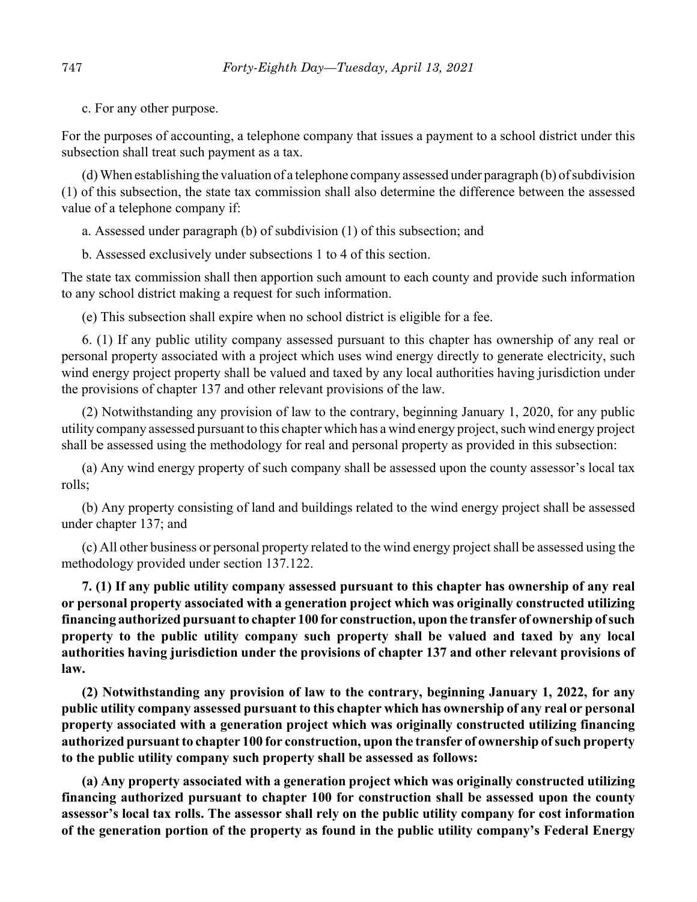c. For any other purpose.

For the purposes of accounting, a telephone company that issues a payment to a school district under this subsection shall treat such payment as a tax.

(d) When establishing the valuation of a telephone company assessed under paragraph (b) of subdivision (1) of this subsection, the state tax commission shall also determine the difference between the assessed value of a telephone company if:

a. Assessed under paragraph (b) of subdivision (1) of this subsection; and

b. Assessed exclusively under subsections 1 to 4 of this section.

The state tax commission shall then apportion such amount to each county and provide such information to any school district making a request for such information.

(e) This subsection shall expire when no school district is eligible for a fee.

6. (1) If any public utility company assessed pursuant to this chapter has ownership of any real or personal property associated with a project which uses wind energy directly to generate electricity, such wind energy project property shall be valued and taxed by any local authorities having jurisdiction under the provisions of chapter 137 and other relevant provisions of the law.

(2) Notwithstanding any provision of law to the contrary, beginning January 1, 2020, for any public utility company assessed pursuant to this chapter which has a wind energy project, such wind energy project shall be assessed using the methodology for real and personal property as provided in this subsection:

(a) Any wind energy property of such company shall be assessed upon the county assessor's local tax rolls;

(b) Any property consisting of land and buildings related to the wind energy project shall be assessed under chapter 137; and

(c) All other business or personal property related to the wind energy project shall be assessed using the methodology provided under section 137.122.

**7. (1) If any public utility company assessed pursuant to this chapter has ownership of any real or personal property associated with a generation project which was originally constructed utilizing financing authorized pursuant to chapter 100 for construction, upon the transfer of ownership of such property to the public utility company such property shall be valued and taxed by any local authorities having jurisdiction under the provisions of chapter 137 and other relevant provisions of law.**

**(2) Notwithstanding any provision of law to the contrary, beginning January 1, 2022, for any public utility company assessed pursuant to this chapter which has ownership of any real or personal property associated with a generation project which was originally constructed utilizing financing authorized pursuant to chapter 100 for construction, upon the transfer of ownership of such property to the public utility company such property shall be assessed as follows:**

**(a) Any property associated with a generation project which was originally constructed utilizing financing authorized pursuant to chapter 100 for construction shall be assessed upon the county assessor's local tax rolls. The assessor shall rely on the public utility company for cost information of the generation portion of the property as found in the public utility company's Federal Energy**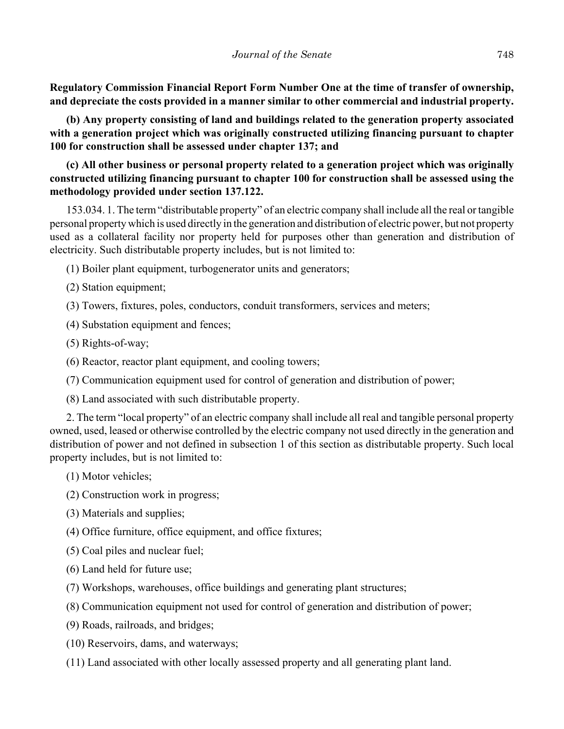**Regulatory Commission Financial Report Form Number One at the time of transfer of ownership, and depreciate the costs provided in a manner similar to other commercial and industrial property.**

**(b) Any property consisting of land and buildings related to the generation property associated with a generation project which was originally constructed utilizing financing pursuant to chapter 100 for construction shall be assessed under chapter 137; and**

**(c) All other business or personal property related to a generation project which was originally constructed utilizing financing pursuant to chapter 100 for construction shall be assessed using the methodology provided under section 137.122.**

153.034. 1. The term "distributable property" of an electric company shall include all the real or tangible personal property which is used directly in the generation and distribution of electric power, but not property used as a collateral facility nor property held for purposes other than generation and distribution of electricity. Such distributable property includes, but is not limited to:

(1) Boiler plant equipment, turbogenerator units and generators;

(2) Station equipment;

(3) Towers, fixtures, poles, conductors, conduit transformers, services and meters;

(4) Substation equipment and fences;

(5) Rights-of-way;

(6) Reactor, reactor plant equipment, and cooling towers;

(7) Communication equipment used for control of generation and distribution of power;

(8) Land associated with such distributable property.

2. The term "local property" of an electric company shall include all real and tangible personal property owned, used, leased or otherwise controlled by the electric company not used directly in the generation and distribution of power and not defined in subsection 1 of this section as distributable property. Such local property includes, but is not limited to:

(1) Motor vehicles;

(2) Construction work in progress;

(3) Materials and supplies;

(4) Office furniture, office equipment, and office fixtures;

(5) Coal piles and nuclear fuel;

(6) Land held for future use;

(7) Workshops, warehouses, office buildings and generating plant structures;

(8) Communication equipment not used for control of generation and distribution of power;

(9) Roads, railroads, and bridges;

(10) Reservoirs, dams, and waterways;

(11) Land associated with other locally assessed property and all generating plant land.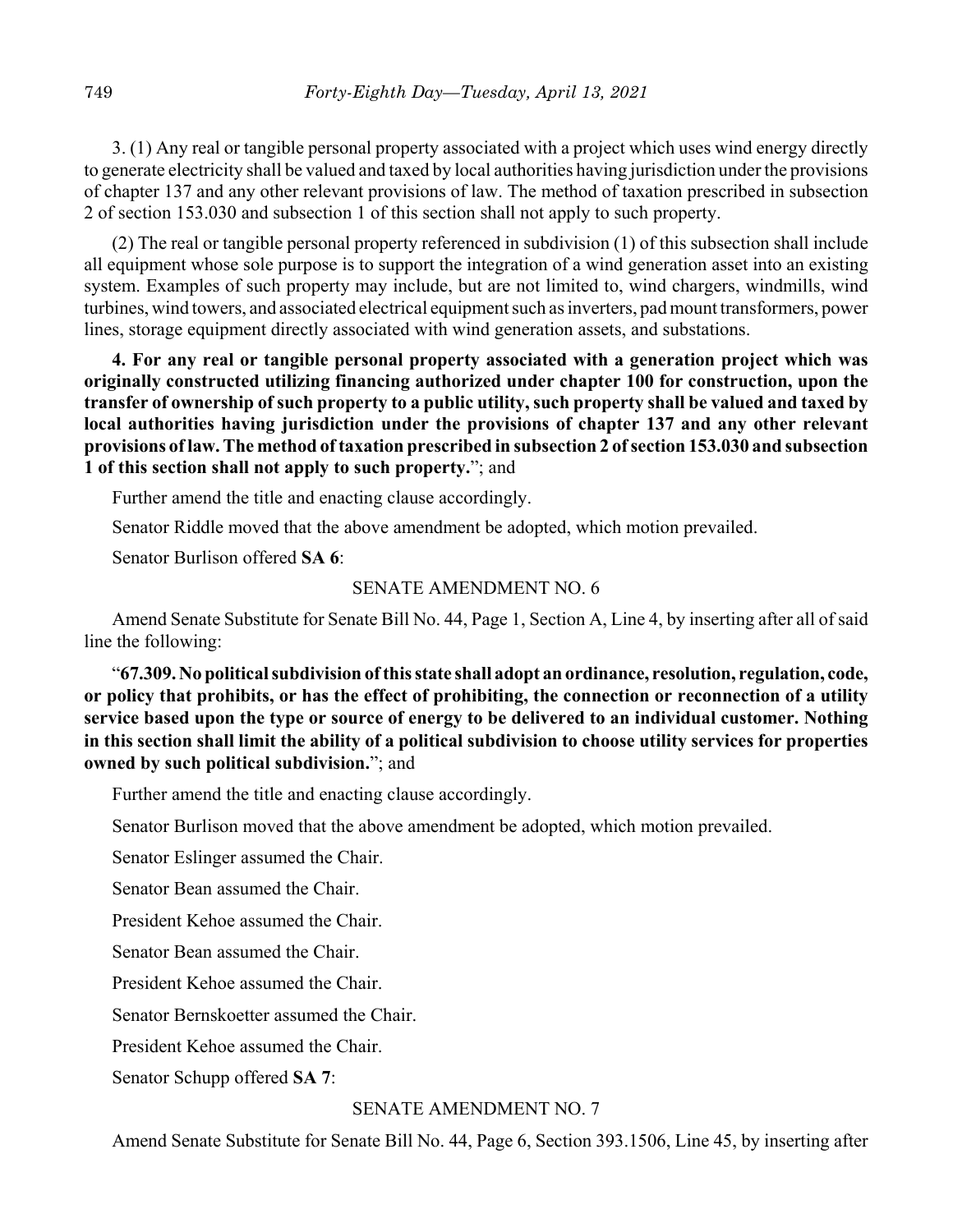3. (1) Any real or tangible personal property associated with a project which uses wind energy directly to generate electricity shall be valued and taxed by local authorities having jurisdiction under the provisions of chapter 137 and any other relevant provisions of law. The method of taxation prescribed in subsection 2 of section 153.030 and subsection 1 of this section shall not apply to such property.

(2) The real or tangible personal property referenced in subdivision (1) of this subsection shall include all equipment whose sole purpose is to support the integration of a wind generation asset into an existing system. Examples of such property may include, but are not limited to, wind chargers, windmills, wind turbines, wind towers, and associated electrical equipment such as inverters, pad mount transformers, power lines, storage equipment directly associated with wind generation assets, and substations.

**4. For any real or tangible personal property associated with a generation project which was originally constructed utilizing financing authorized under chapter 100 for construction, upon the transfer of ownership of such property to a public utility, such property shall be valued and taxed by local authorities having jurisdiction under the provisions of chapter 137 and any other relevant provisions of law. The method of taxation prescribed in subsection 2 of section 153.030 and subsection 1 of this section shall not apply to such property.**"; and

Further amend the title and enacting clause accordingly.

Senator Riddle moved that the above amendment be adopted, which motion prevailed.

Senator Burlison offered **SA 6**:

SENATE AMENDMENT NO. 6

Amend Senate Substitute for Senate Bill No. 44, Page 1, Section A, Line 4, by inserting after all of said line the following:

"**67.309. No political subdivision of this state shall adopt an ordinance, resolution, regulation, code, or policy that prohibits, or has the effect of prohibiting, the connection or reconnection of a utility service based upon the type or source of energy to be delivered to an individual customer. Nothing in this section shall limit the ability of a political subdivision to choose utility services for properties owned by such political subdivision.**"; and

Further amend the title and enacting clause accordingly.

Senator Burlison moved that the above amendment be adopted, which motion prevailed.

Senator Eslinger assumed the Chair.

Senator Bean assumed the Chair.

President Kehoe assumed the Chair.

Senator Bean assumed the Chair.

President Kehoe assumed the Chair.

Senator Bernskoetter assumed the Chair.

President Kehoe assumed the Chair.

Senator Schupp offered **SA 7**:

SENATE AMENDMENT NO. 7

Amend Senate Substitute for Senate Bill No. 44, Page 6, Section 393.1506, Line 45, by inserting after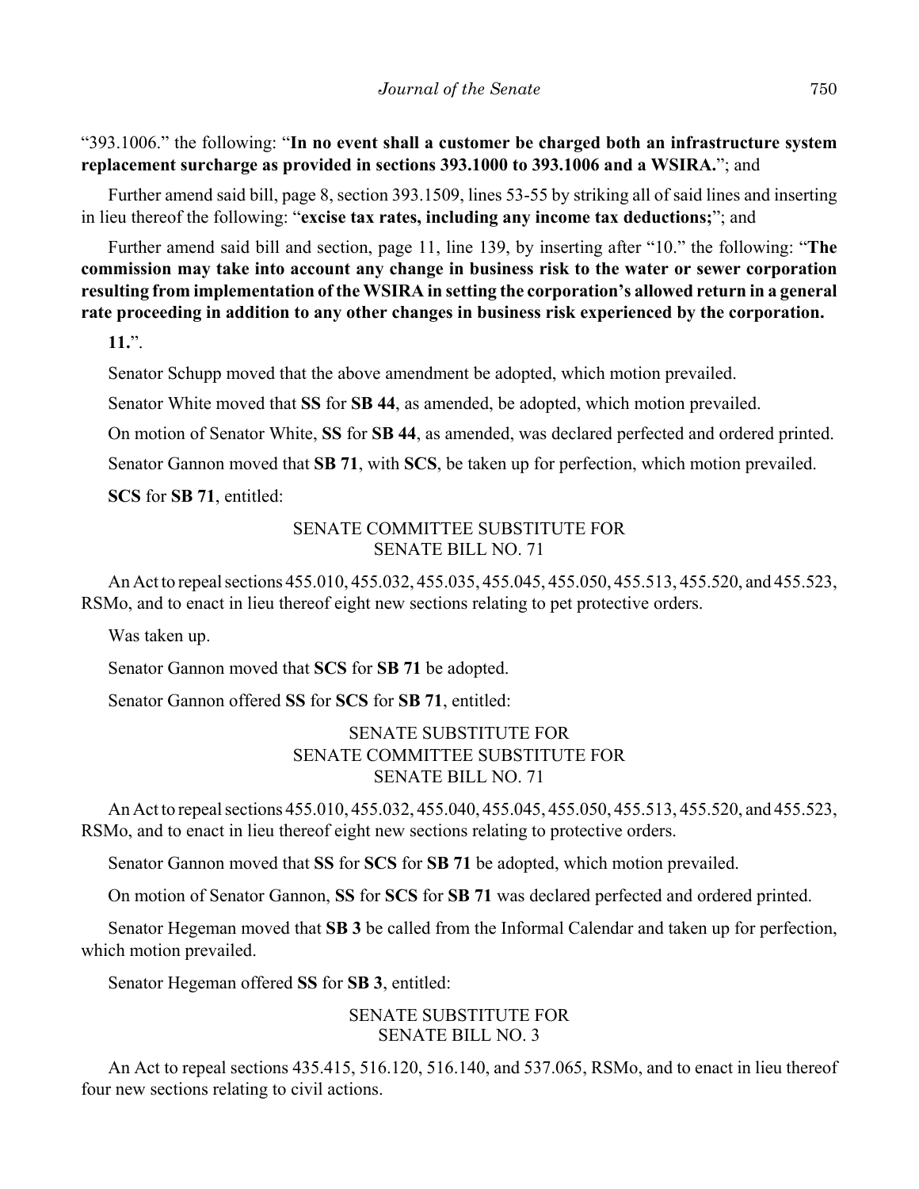"393.1006." the following: "**In no event shall a customer be charged both an infrastructure system replacement surcharge as provided in sections 393.1000 to 393.1006 and a WSIRA.**"; and

Further amend said bill, page 8, section 393.1509, lines 53-55 by striking all of said lines and inserting in lieu thereof the following: "**excise tax rates, including any income tax deductions;**"; and

Further amend said bill and section, page 11, line 139, by inserting after "10." the following: "**The commission may take into account any change in business risk to the water or sewer corporation resulting from implementation of the WSIRA in setting the corporation's allowed return in a general rate proceeding in addition to any other changes in business risk experienced by the corporation.**

**11.**".

Senator Schupp moved that the above amendment be adopted, which motion prevailed.

Senator White moved that **SS** for **SB 44**, as amended, be adopted, which motion prevailed.

On motion of Senator White, **SS** for **SB 44**, as amended, was declared perfected and ordered printed.

Senator Gannon moved that **SB 71**, with **SCS**, be taken up for perfection, which motion prevailed.

**SCS** for **SB 71**, entitled:

SENATE COMMITTEE SUBSTITUTE FOR
SENATE BILL NO. 71

An Act to repeal sections 455.010, 455.032, 455.035, 455.045, 455.050, 455.513, 455.520, and 455.523, RSMo, and to enact in lieu thereof eight new sections relating to pet protective orders.

Was taken up.

Senator Gannon moved that **SCS** for **SB 71** be adopted.

Senator Gannon offered **SS** for **SCS** for **SB 71**, entitled:

SENATE SUBSTITUTE FOR
SENATE COMMITTEE SUBSTITUTE FOR
SENATE BILL NO. 71

An Act to repeal sections 455.010, 455.032, 455.040, 455.045, 455.050, 455.513, 455.520, and 455.523, RSMo, and to enact in lieu thereof eight new sections relating to protective orders.

Senator Gannon moved that **SS** for **SCS** for **SB 71** be adopted, which motion prevailed.

On motion of Senator Gannon, **SS** for **SCS** for **SB 71** was declared perfected and ordered printed.

Senator Hegeman moved that **SB 3** be called from the Informal Calendar and taken up for perfection, which motion prevailed.

Senator Hegeman offered **SS** for **SB 3**, entitled:

SENATE SUBSTITUTE FOR
SENATE BILL NO. 3

An Act to repeal sections 435.415, 516.120, 516.140, and 537.065, RSMo, and to enact in lieu thereof four new sections relating to civil actions.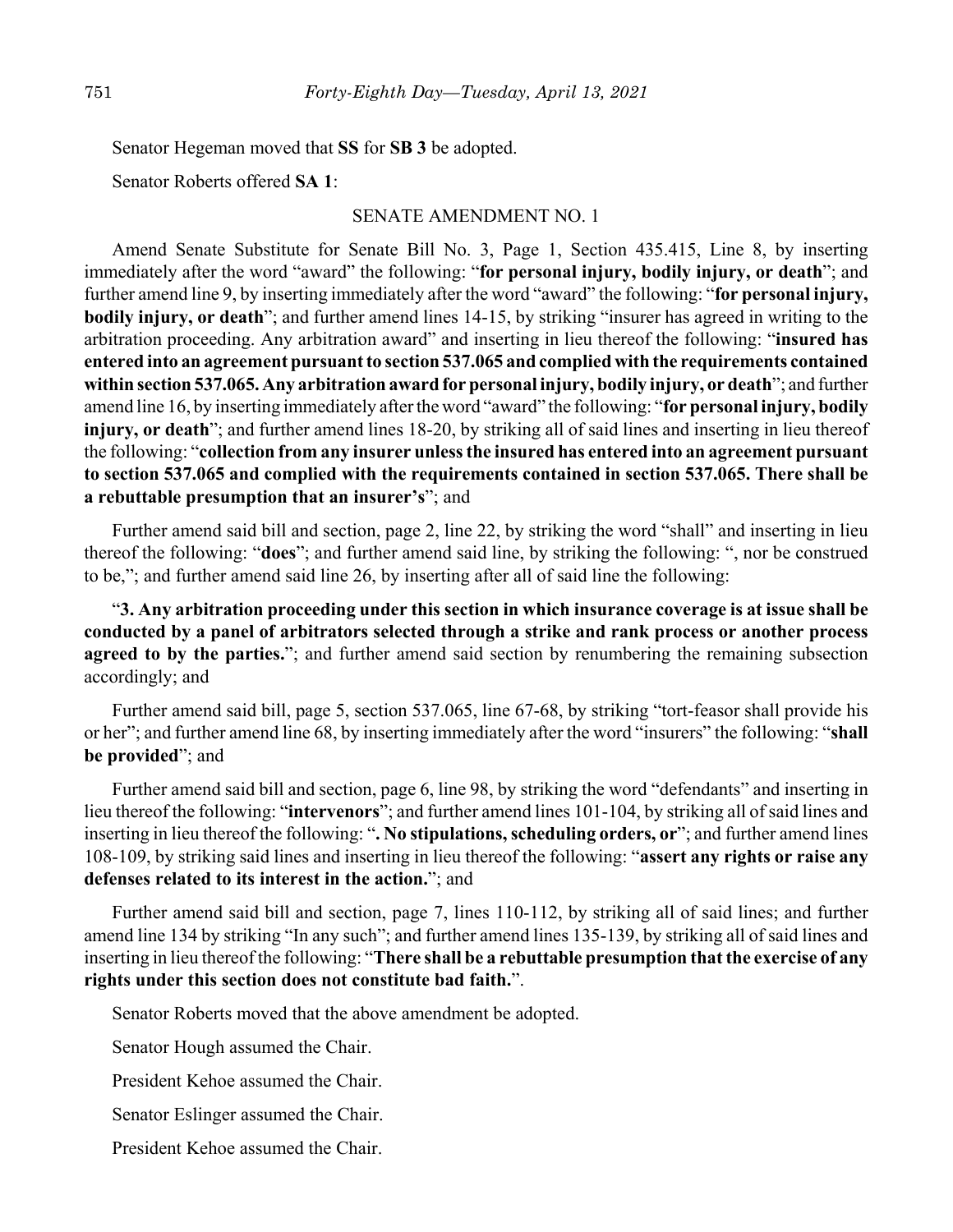Senator Hegeman moved that **SS** for **SB 3** be adopted.

Senator Roberts offered **SA 1**:

SENATE AMENDMENT NO. 1

Amend Senate Substitute for Senate Bill No. 3, Page 1, Section 435.415, Line 8, by inserting immediately after the word "award" the following: "**for personal injury, bodily injury, or death**"; and further amend line 9, by inserting immediately after the word "award" the following: "**for personal injury, bodily injury, or death**"; and further amend lines 14-15, by striking "insurer has agreed in writing to the arbitration proceeding. Any arbitration award" and inserting in lieu thereof the following: "**insured has entered into an agreement pursuant to section 537.065 and complied with the requirements contained within section 537.065. Any arbitration award for personal injury, bodily injury, or death**"; and further amend line 16, by inserting immediately after the word "award" the following: "**for personal injury, bodily injury, or death**"; and further amend lines 18-20, by striking all of said lines and inserting in lieu thereof the following: "**collection from any insurer unless the insured has entered into an agreement pursuant to section 537.065 and complied with the requirements contained in section 537.065. There shall be a rebuttable presumption that an insurer's**"; and

Further amend said bill and section, page 2, line 22, by striking the word "shall" and inserting in lieu thereof the following: "**does**"; and further amend said line, by striking the following: ", nor be construed to be,"; and further amend said line 26, by inserting after all of said line the following:

"**3. Any arbitration proceeding under this section in which insurance coverage is at issue shall be conducted by a panel of arbitrators selected through a strike and rank process or another process agreed to by the parties.**"; and further amend said section by renumbering the remaining subsection accordingly; and

Further amend said bill, page 5, section 537.065, line 67-68, by striking "tort-feasor shall provide his or her"; and further amend line 68, by inserting immediately after the word "insurers" the following: "**shall be provided**"; and

Further amend said bill and section, page 6, line 98, by striking the word "defendants" and inserting in lieu thereof the following: "**intervenors**"; and further amend lines 101-104, by striking all of said lines and inserting in lieu thereof the following: "**. No stipulations, scheduling orders, or**"; and further amend lines 108-109, by striking said lines and inserting in lieu thereof the following: "**assert any rights or raise any defenses related to its interest in the action.**"; and

Further amend said bill and section, page 7, lines 110-112, by striking all of said lines; and further amend line 134 by striking "In any such"; and further amend lines 135-139, by striking all of said lines and inserting in lieu thereof the following: "**There shall be a rebuttable presumption that the exercise of any rights under this section does not constitute bad faith.**".

Senator Roberts moved that the above amendment be adopted.

Senator Hough assumed the Chair.

President Kehoe assumed the Chair.

Senator Eslinger assumed the Chair.

President Kehoe assumed the Chair.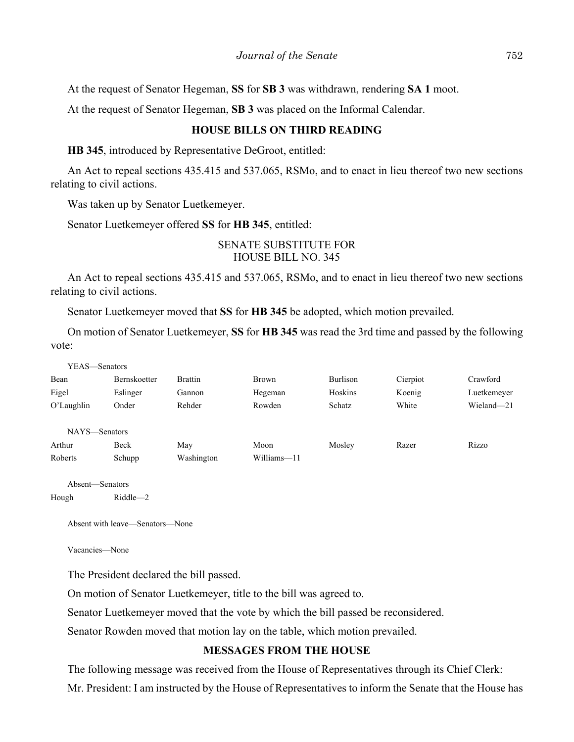At the request of Senator Hegeman, **SS** for **SB 3** was withdrawn, rendering **SA 1** moot.

At the request of Senator Hegeman, **SB 3** was placed on the Informal Calendar.

## HOUSE BILLS ON THIRD READING

**HB 345**, introduced by Representative DeGroot, entitled:

An Act to repeal sections 435.415 and 537.065, RSMo, and to enact in lieu thereof two new sections relating to civil actions.

Was taken up by Senator Luetkemeyer.

Senator Luetkemeyer offered **SS** for **HB 345**, entitled:

SENATE SUBSTITUTE FOR
HOUSE BILL NO. 345

An Act to repeal sections 435.415 and 537.065, RSMo, and to enact in lieu thereof two new sections relating to civil actions.

Senator Luetkemeyer moved that **SS** for **HB 345** be adopted, which motion prevailed.

On motion of Senator Luetkemeyer, **SS** for **HB 345** was read the 3rd time and passed by the following vote:

YEAS—Senators

| | | | | | | |
|---|---|---|---|---|---|---|
| Bean | Bernskoetter | Brattin | Brown | Burlison | Cierpiot | Crawford |
| Eigel | Eslinger | Gannon | Hegeman | Hoskins | Koenig | Luetkemeyer |
| O'Laughlin | Onder | Rehder | Rowden | Schatz | White | Wieland—21 |

NAYS—Senators

| | | | | | | |
|---|---|---|---|---|---|---|
| Arthur | Beck | May | Moon | Mosley | Razer | Rizzo |
| Roberts | Schupp | Washington | Williams—11 | | | |

Absent—Senators

| | |
|---|---|
| Hough | Riddle—2 |

Absent with leave—Senators—None

Vacancies—None

The President declared the bill passed.

On motion of Senator Luetkemeyer, title to the bill was agreed to.

Senator Luetkemeyer moved that the vote by which the bill passed be reconsidered.

Senator Rowden moved that motion lay on the table, which motion prevailed.

## MESSAGES FROM THE HOUSE

The following message was received from the House of Representatives through its Chief Clerk:

Mr. President: I am instructed by the House of Representatives to inform the Senate that the House has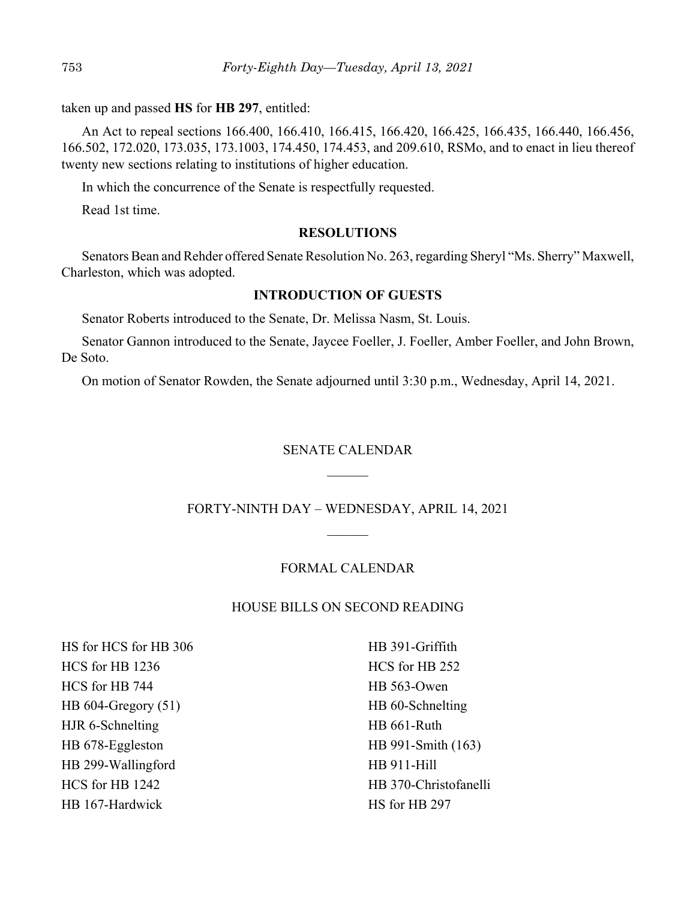taken up and passed **HS** for **HB 297**, entitled:

An Act to repeal sections 166.400, 166.410, 166.415, 166.420, 166.425, 166.435, 166.440, 166.456, 166.502, 172.020, 173.035, 173.1003, 174.450, 174.453, and 209.610, RSMo, and to enact in lieu thereof twenty new sections relating to institutions of higher education.

In which the concurrence of the Senate is respectfully requested.

Read 1st time.

## RESOLUTIONS

Senators Bean and Rehder offered Senate Resolution No. 263, regarding Sheryl "Ms. Sherry" Maxwell, Charleston, which was adopted.

## INTRODUCTION OF GUESTS

Senator Roberts introduced to the Senate, Dr. Melissa Nasm, St. Louis.

Senator Gannon introduced to the Senate, Jaycee Foeller, J. Foeller, Amber Foeller, and John Brown, De Soto.

On motion of Senator Rowden, the Senate adjourned until 3:30 p.m., Wednesday, April 14, 2021.

## SENATE CALENDAR

## FORTY-NINTH DAY – WEDNESDAY, APRIL 14, 2021

## FORMAL CALENDAR

### HOUSE BILLS ON SECOND READING

HS for HCS for HB 306
HCS for HB 1236
HCS for HB 744
HB 604-Gregory (51)
HJR 6-Schnelting
HB 678-Eggleston
HB 299-Wallingford
HCS for HB 1242
HB 167-Hardwick
HB 391-Griffith
HCS for HB 252
HB 563-Owen
HB 60-Schnelting
HB 661-Ruth
HB 991-Smith (163)
HB 911-Hill
HB 370-Christofanelli
HS for HB 297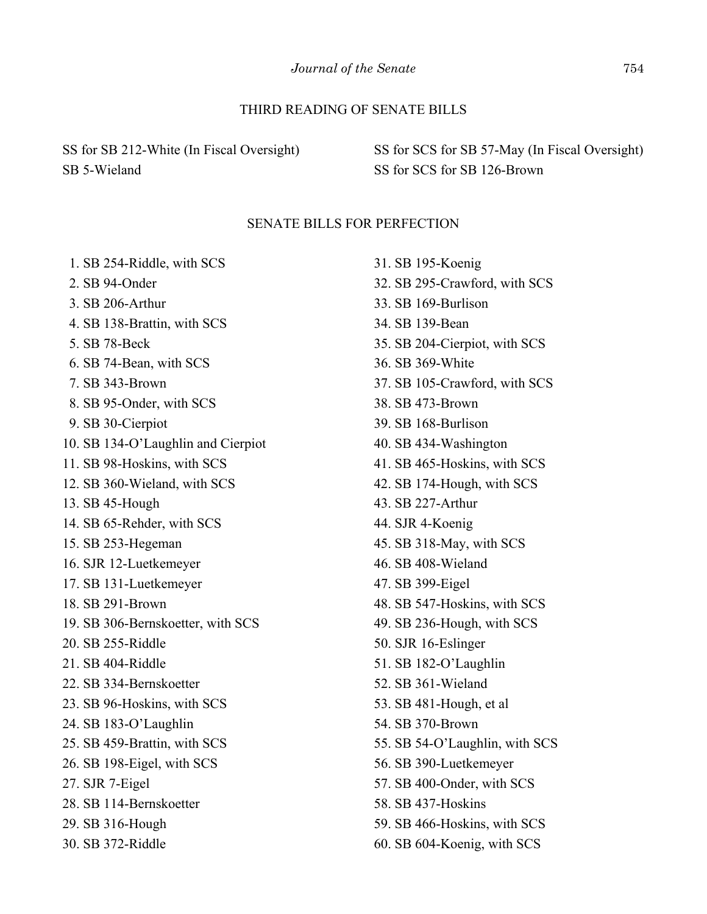## THIRD READING OF SENATE BILLS

SS for SB 212-White (In Fiscal Oversight)
SB 5-Wieland
SS for SCS for SB 57-May (In Fiscal Oversight)
SS for SCS for SB 126-Brown

## SENATE BILLS FOR PERFECTION

1. SB 254-Riddle, with SCS
2. SB 94-Onder
3. SB 206-Arthur
4. SB 138-Brattin, with SCS
5. SB 78-Beck
6. SB 74-Bean, with SCS
7. SB 343-Brown
8. SB 95-Onder, with SCS
9. SB 30-Cierpiot
10. SB 134-O'Laughlin and Cierpiot
11. SB 98-Hoskins, with SCS
12. SB 360-Wieland, with SCS
13. SB 45-Hough
14. SB 65-Rehder, with SCS
15. SB 253-Hegeman
16. SJR 12-Luetkemeyer
17. SB 131-Luetkemeyer
18. SB 291-Brown
19. SB 306-Bernskoetter, with SCS
20. SB 255-Riddle
21. SB 404-Riddle
22. SB 334-Bernskoetter
23. SB 96-Hoskins, with SCS
24. SB 183-O'Laughlin
25. SB 459-Brattin, with SCS
26. SB 198-Eigel, with SCS
27. SJR 7-Eigel
28. SB 114-Bernskoetter
29. SB 316-Hough
30. SB 372-Riddle
31. SB 195-Koenig
32. SB 295-Crawford, with SCS
33. SB 169-Burlison
34. SB 139-Bean
35. SB 204-Cierpiot, with SCS
36. SB 369-White
37. SB 105-Crawford, with SCS
38. SB 473-Brown
39. SB 168-Burlison
40. SB 434-Washington
41. SB 465-Hoskins, with SCS
42. SB 174-Hough, with SCS
43. SB 227-Arthur
44. SJR 4-Koenig
45. SB 318-May, with SCS
46. SB 408-Wieland
47. SB 399-Eigel
48. SB 547-Hoskins, with SCS
49. SB 236-Hough, with SCS
50. SJR 16-Eslinger
51. SB 182-O'Laughlin
52. SB 361-Wieland
53. SB 481-Hough, et al
54. SB 370-Brown
55. SB 54-O'Laughlin, with SCS
56. SB 390-Luetkemeyer
57. SB 400-Onder, with SCS
58. SB 437-Hoskins
59. SB 466-Hoskins, with SCS
60. SB 604-Koenig, with SCS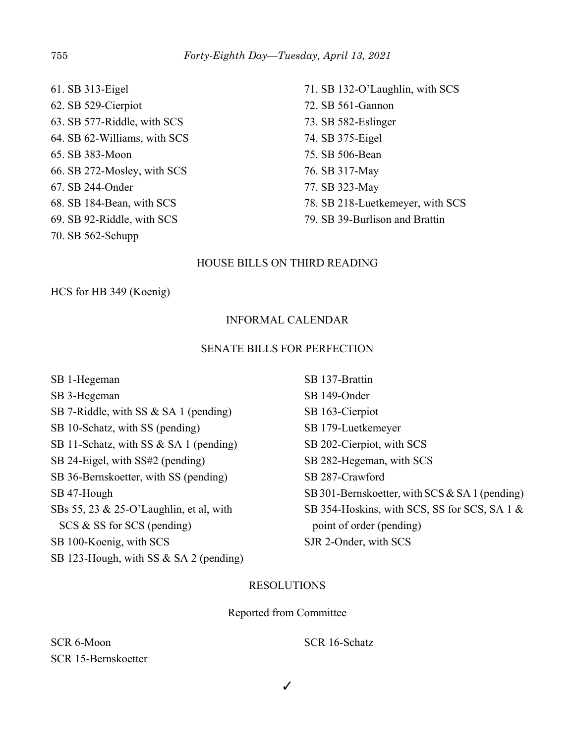61. SB 313-Eigel
62. SB 529-Cierpiot
63. SB 577-Riddle, with SCS
64. SB 62-Williams, with SCS
65. SB 383-Moon
66. SB 272-Mosley, with SCS
67. SB 244-Onder
68. SB 184-Bean, with SCS
69. SB 92-Riddle, with SCS
70. SB 562-Schupp
71. SB 132-O'Laughlin, with SCS
72. SB 561-Gannon
73. SB 582-Eslinger
74. SB 375-Eigel
75. SB 506-Bean
76. SB 317-May
77. SB 323-May
78. SB 218-Luetkemeyer, with SCS
79. SB 39-Burlison and Brattin

## HOUSE BILLS ON THIRD READING

HCS for HB 349 (Koenig)

## INFORMAL CALENDAR

## SENATE BILLS FOR PERFECTION

SB 1-Hegeman
SB 3-Hegeman
SB 7-Riddle, with SS & SA 1 (pending)
SB 10-Schatz, with SS (pending)
SB 11-Schatz, with SS & SA 1 (pending)
SB 24-Eigel, with SS#2 (pending)
SB 36-Bernskoetter, with SS (pending)
SB 47-Hough
SBs 55, 23 & 25-O'Laughlin, et al, with SCS & SS for SCS (pending)
SB 100-Koenig, with SCS
SB 123-Hough, with SS & SA 2 (pending)
SB 137-Brattin
SB 149-Onder
SB 163-Cierpiot
SB 179-Luetkemeyer
SB 202-Cierpiot, with SCS
SB 282-Hegeman, with SCS
SB 287-Crawford
SB 301-Bernskoetter, with SCS & SA 1 (pending)
SB 354-Hoskins, with SCS, SS for SCS, SA 1 & point of order (pending)
SJR 2-Onder, with SCS

## RESOLUTIONS

### Reported from Committee

SCR 6-Moon
SCR 15-Bernskoetter
SCR 16-Schatz

✓